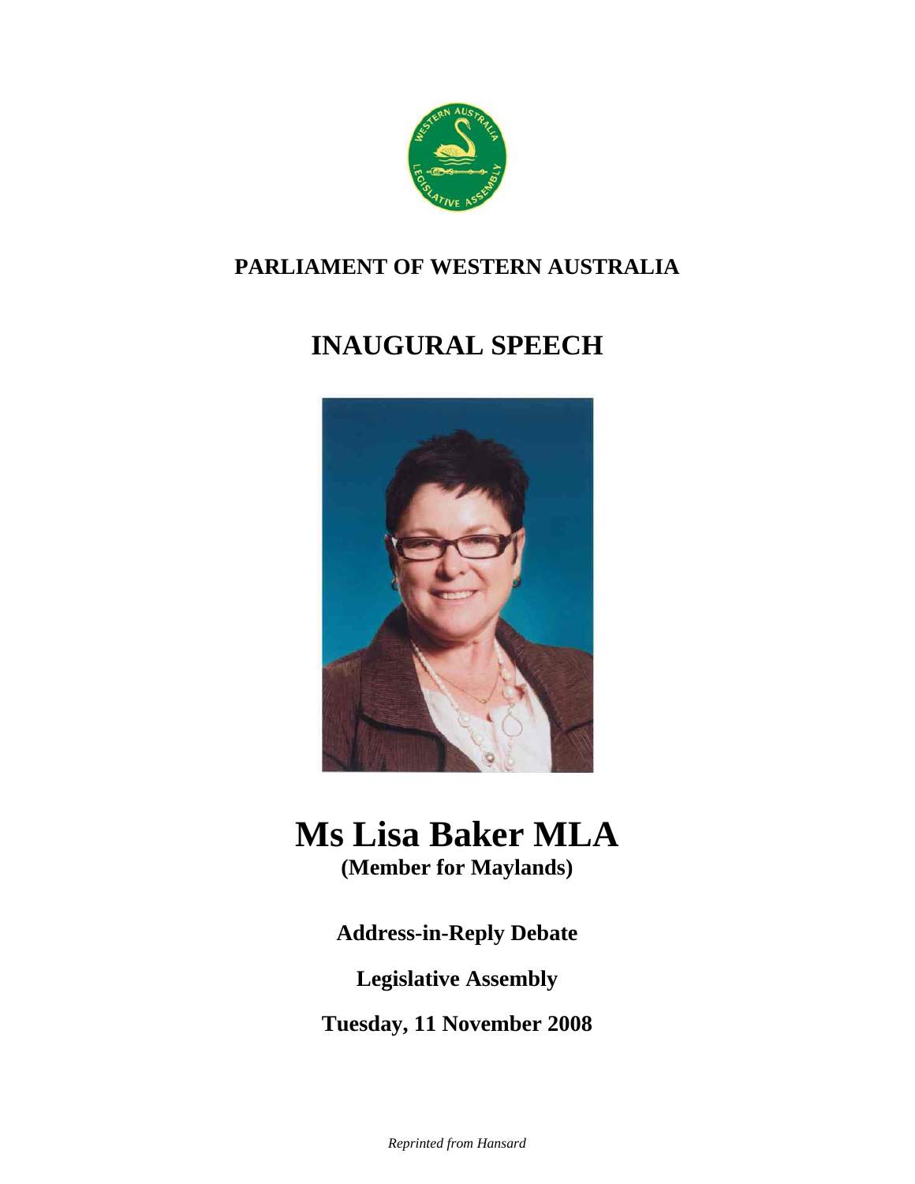**PARLIAMENT OF WESTERN AUSTRALIA**

# INAUGURAL SPEECH

# Ms Lisa Baker MLA

**(Member for Maylands)**

**Address-in-Reply Debate**

**Legislative Assembly**

**Tuesday, 11 November 2008**

*Reprinted from Hansard*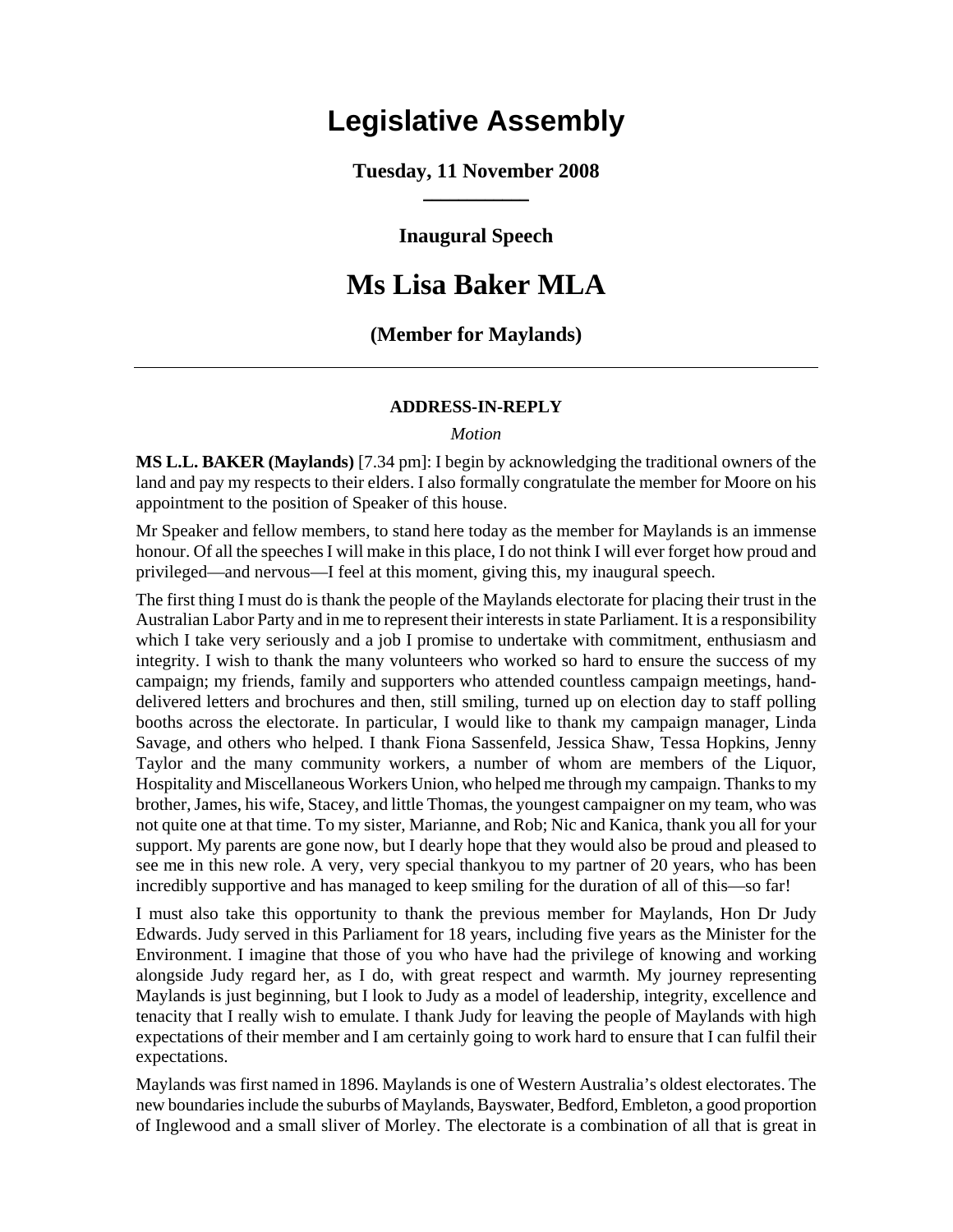# Legislative Assembly

**Tuesday, 11 November 2008**

**Inaugural Speech**

# Ms Lisa Baker MLA

**(Member for Maylands)**

---

#### ADDRESS-IN-REPLY

*Motion*

**MS L.L. BAKER (Maylands)** [7.34 pm]: I begin by acknowledging the traditional owners of the land and pay my respects to their elders. I also formally congratulate the member for Moore on his appointment to the position of Speaker of this house.

Mr Speaker and fellow members, to stand here today as the member for Maylands is an immense honour. Of all the speeches I will make in this place, I do not think I will ever forget how proud and privileged—and nervous—I feel at this moment, giving this, my inaugural speech.

The first thing I must do is thank the people of the Maylands electorate for placing their trust in the Australian Labor Party and in me to represent their interests in state Parliament. It is a responsibility which I take very seriously and a job I promise to undertake with commitment, enthusiasm and integrity. I wish to thank the many volunteers who worked so hard to ensure the success of my campaign; my friends, family and supporters who attended countless campaign meetings, hand-delivered letters and brochures and then, still smiling, turned up on election day to staff polling booths across the electorate. In particular, I would like to thank my campaign manager, Linda Savage, and others who helped. I thank Fiona Sassenfeld, Jessica Shaw, Tessa Hopkins, Jenny Taylor and the many community workers, a number of whom are members of the Liquor, Hospitality and Miscellaneous Workers Union, who helped me through my campaign. Thanks to my brother, James, his wife, Stacey, and little Thomas, the youngest campaigner on my team, who was not quite one at that time. To my sister, Marianne, and Rob; Nic and Kanica, thank you all for your support. My parents are gone now, but I dearly hope that they would also be proud and pleased to see me in this new role. A very, very special thankyou to my partner of 20 years, who has been incredibly supportive and has managed to keep smiling for the duration of all of this—so far!

I must also take this opportunity to thank the previous member for Maylands, Hon Dr Judy Edwards. Judy served in this Parliament for 18 years, including five years as the Minister for the Environment. I imagine that those of you who have had the privilege of knowing and working alongside Judy regard her, as I do, with great respect and warmth. My journey representing Maylands is just beginning, but I look to Judy as a model of leadership, integrity, excellence and tenacity that I really wish to emulate. I thank Judy for leaving the people of Maylands with high expectations of their member and I am certainly going to work hard to ensure that I can fulfil their expectations.

Maylands was first named in 1896. Maylands is one of Western Australia's oldest electorates. The new boundaries include the suburbs of Maylands, Bayswater, Bedford, Embleton, a good proportion of Inglewood and a small sliver of Morley. The electorate is a combination of all that is great in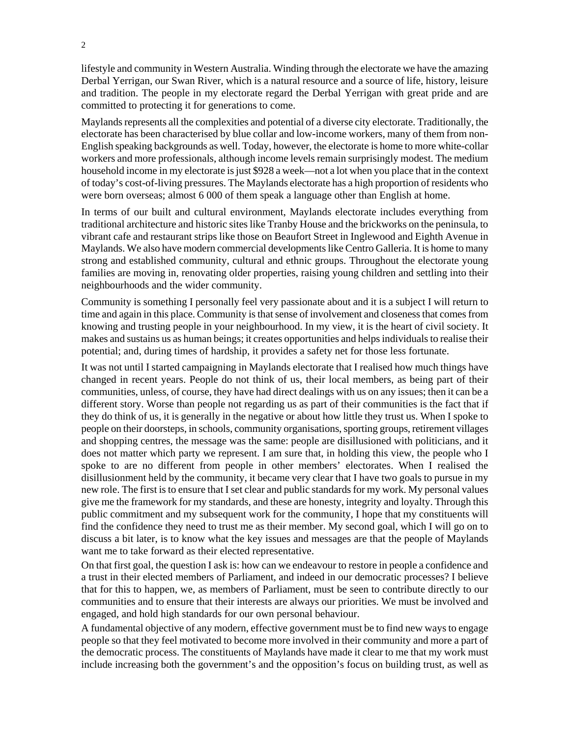lifestyle and community in Western Australia. Winding through the electorate we have the amazing Derbal Yerrigan, our Swan River, which is a natural resource and a source of life, history, leisure and tradition. The people in my electorate regard the Derbal Yerrigan with great pride and are committed to protecting it for generations to come.

Maylands represents all the complexities and potential of a diverse city electorate. Traditionally, the electorate has been characterised by blue collar and low-income workers, many of them from non-English speaking backgrounds as well. Today, however, the electorate is home to more white-collar workers and more professionals, although income levels remain surprisingly modest. The medium household income in my electorate is just $928 a week—not a lot when you place that in the context of today's cost-of-living pressures. The Maylands electorate has a high proportion of residents who were born overseas; almost 6 000 of them speak a language other than English at home.

In terms of our built and cultural environment, Maylands electorate includes everything from traditional architecture and historic sites like Tranby House and the brickworks on the peninsula, to vibrant cafe and restaurant strips like those on Beaufort Street in Inglewood and Eighth Avenue in Maylands. We also have modern commercial developments like Centro Galleria. It is home to many strong and established community, cultural and ethnic groups. Throughout the electorate young families are moving in, renovating older properties, raising young children and settling into their neighbourhoods and the wider community.

Community is something I personally feel very passionate about and it is a subject I will return to time and again in this place. Community is that sense of involvement and closeness that comes from knowing and trusting people in your neighbourhood. In my view, it is the heart of civil society. It makes and sustains us as human beings; it creates opportunities and helps individuals to realise their potential; and, during times of hardship, it provides a safety net for those less fortunate.

It was not until I started campaigning in Maylands electorate that I realised how much things have changed in recent years. People do not think of us, their local members, as being part of their communities, unless, of course, they have had direct dealings with us on any issues; then it can be a different story. Worse than people not regarding us as part of their communities is the fact that if they do think of us, it is generally in the negative or about how little they trust us. When I spoke to people on their doorsteps, in schools, community organisations, sporting groups, retirement villages and shopping centres, the message was the same: people are disillusioned with politicians, and it does not matter which party we represent. I am sure that, in holding this view, the people who I spoke to are no different from people in other members' electorates. When I realised the disillusionment held by the community, it became very clear that I have two goals to pursue in my new role. The first is to ensure that I set clear and public standards for my work. My personal values give me the framework for my standards, and these are honesty, integrity and loyalty. Through this public commitment and my subsequent work for the community, I hope that my constituents will find the confidence they need to trust me as their member. My second goal, which I will go on to discuss a bit later, is to know what the key issues and messages are that the people of Maylands want me to take forward as their elected representative.

On that first goal, the question I ask is: how can we endeavour to restore in people a confidence and a trust in their elected members of Parliament, and indeed in our democratic processes? I believe that for this to happen, we, as members of Parliament, must be seen to contribute directly to our communities and to ensure that their interests are always our priorities. We must be involved and engaged, and hold high standards for our own personal behaviour.

A fundamental objective of any modern, effective government must be to find new ways to engage people so that they feel motivated to become more involved in their community and more a part of the democratic process. The constituents of Maylands have made it clear to me that my work must include increasing both the government's and the opposition's focus on building trust, as well as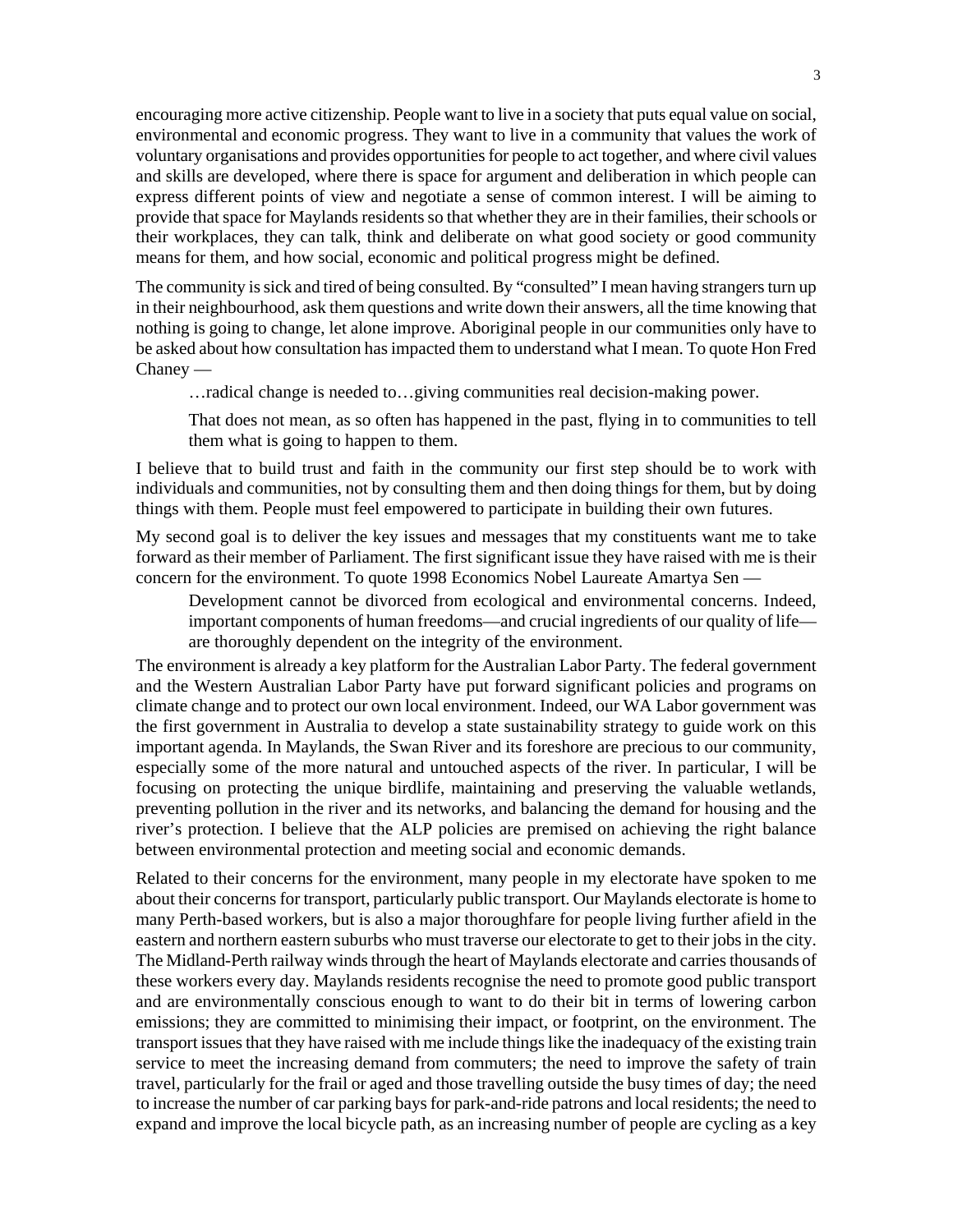encouraging more active citizenship. People want to live in a society that puts equal value on social, environmental and economic progress. They want to live in a community that values the work of voluntary organisations and provides opportunities for people to act together, and where civil values and skills are developed, where there is space for argument and deliberation in which people can express different points of view and negotiate a sense of common interest. I will be aiming to provide that space for Maylands residents so that whether they are in their families, their schools or their workplaces, they can talk, think and deliberate on what good society or good community means for them, and how social, economic and political progress might be defined.

The community is sick and tired of being consulted. By "consulted" I mean having strangers turn up in their neighbourhood, ask them questions and write down their answers, all the time knowing that nothing is going to change, let alone improve. Aboriginal people in our communities only have to be asked about how consultation has impacted them to understand what I mean. To quote Hon Fred Chaney —

> …radical change is needed to…giving communities real decision-making power.
>
> That does not mean, as so often has happened in the past, flying in to communities to tell them what is going to happen to them.

I believe that to build trust and faith in the community our first step should be to work with individuals and communities, not by consulting them and then doing things for them, but by doing things with them. People must feel empowered to participate in building their own futures.

My second goal is to deliver the key issues and messages that my constituents want me to take forward as their member of Parliament. The first significant issue they have raised with me is their concern for the environment. To quote 1998 Economics Nobel Laureate Amartya Sen —

> Development cannot be divorced from ecological and environmental concerns. Indeed, important components of human freedoms—and crucial ingredients of our quality of life—are thoroughly dependent on the integrity of the environment.

The environment is already a key platform for the Australian Labor Party. The federal government and the Western Australian Labor Party have put forward significant policies and programs on climate change and to protect our own local environment. Indeed, our WA Labor government was the first government in Australia to develop a state sustainability strategy to guide work on this important agenda. In Maylands, the Swan River and its foreshore are precious to our community, especially some of the more natural and untouched aspects of the river. In particular, I will be focusing on protecting the unique birdlife, maintaining and preserving the valuable wetlands, preventing pollution in the river and its networks, and balancing the demand for housing and the river's protection. I believe that the ALP policies are premised on achieving the right balance between environmental protection and meeting social and economic demands.

Related to their concerns for the environment, many people in my electorate have spoken to me about their concerns for transport, particularly public transport. Our Maylands electorate is home to many Perth-based workers, but is also a major thoroughfare for people living further afield in the eastern and northern eastern suburbs who must traverse our electorate to get to their jobs in the city. The Midland-Perth railway winds through the heart of Maylands electorate and carries thousands of these workers every day. Maylands residents recognise the need to promote good public transport and are environmentally conscious enough to want to do their bit in terms of lowering carbon emissions; they are committed to minimising their impact, or footprint, on the environment. The transport issues that they have raised with me include things like the inadequacy of the existing train service to meet the increasing demand from commuters; the need to improve the safety of train travel, particularly for the frail or aged and those travelling outside the busy times of day; the need to increase the number of car parking bays for park-and-ride patrons and local residents; the need to expand and improve the local bicycle path, as an increasing number of people are cycling as a key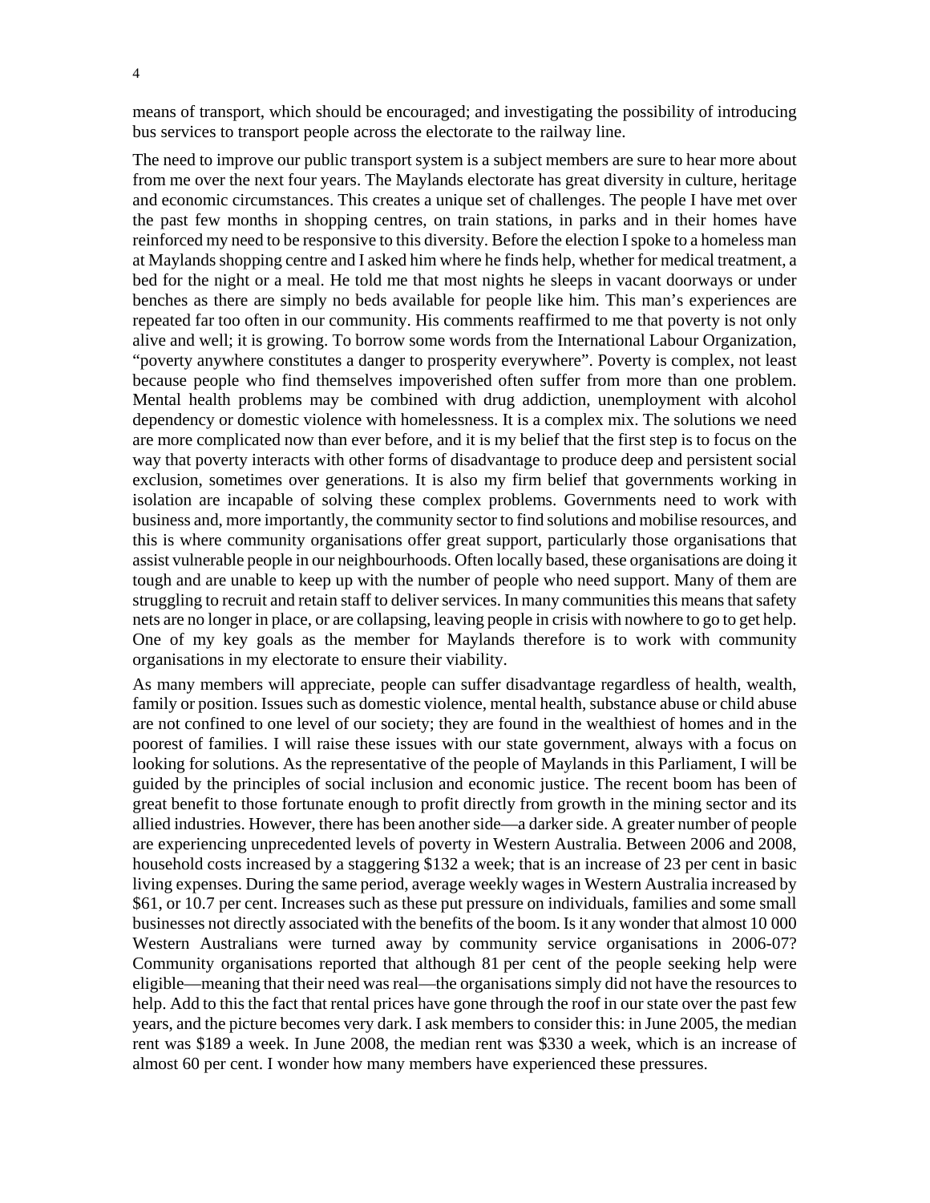means of transport, which should be encouraged; and investigating the possibility of introducing bus services to transport people across the electorate to the railway line.

The need to improve our public transport system is a subject members are sure to hear more about from me over the next four years. The Maylands electorate has great diversity in culture, heritage and economic circumstances. This creates a unique set of challenges. The people I have met over the past few months in shopping centres, on train stations, in parks and in their homes have reinforced my need to be responsive to this diversity. Before the election I spoke to a homeless man at Maylands shopping centre and I asked him where he finds help, whether for medical treatment, a bed for the night or a meal. He told me that most nights he sleeps in vacant doorways or under benches as there are simply no beds available for people like him. This man's experiences are repeated far too often in our community. His comments reaffirmed to me that poverty is not only alive and well; it is growing. To borrow some words from the International Labour Organization, "poverty anywhere constitutes a danger to prosperity everywhere". Poverty is complex, not least because people who find themselves impoverished often suffer from more than one problem. Mental health problems may be combined with drug addiction, unemployment with alcohol dependency or domestic violence with homelessness. It is a complex mix. The solutions we need are more complicated now than ever before, and it is my belief that the first step is to focus on the way that poverty interacts with other forms of disadvantage to produce deep and persistent social exclusion, sometimes over generations. It is also my firm belief that governments working in isolation are incapable of solving these complex problems. Governments need to work with business and, more importantly, the community sector to find solutions and mobilise resources, and this is where community organisations offer great support, particularly those organisations that assist vulnerable people in our neighbourhoods. Often locally based, these organisations are doing it tough and are unable to keep up with the number of people who need support. Many of them are struggling to recruit and retain staff to deliver services. In many communities this means that safety nets are no longer in place, or are collapsing, leaving people in crisis with nowhere to go to get help. One of my key goals as the member for Maylands therefore is to work with community organisations in my electorate to ensure their viability.

As many members will appreciate, people can suffer disadvantage regardless of health, wealth, family or position. Issues such as domestic violence, mental health, substance abuse or child abuse are not confined to one level of our society; they are found in the wealthiest of homes and in the poorest of families. I will raise these issues with our state government, always with a focus on looking for solutions. As the representative of the people of Maylands in this Parliament, I will be guided by the principles of social inclusion and economic justice. The recent boom has been of great benefit to those fortunate enough to profit directly from growth in the mining sector and its allied industries. However, there has been another side—a darker side. A greater number of people are experiencing unprecedented levels of poverty in Western Australia. Between 2006 and 2008, household costs increased by a staggering \$132 a week; that is an increase of 23 per cent in basic living expenses. During the same period, average weekly wages in Western Australia increased by \$61, or 10.7 per cent. Increases such as these put pressure on individuals, families and some small businesses not directly associated with the benefits of the boom. Is it any wonder that almost 10 000 Western Australians were turned away by community service organisations in 2006-07? Community organisations reported that although 81 per cent of the people seeking help were eligible—meaning that their need was real—the organisations simply did not have the resources to help. Add to this the fact that rental prices have gone through the roof in our state over the past few years, and the picture becomes very dark. I ask members to consider this: in June 2005, the median rent was \$189 a week. In June 2008, the median rent was \$330 a week, which is an increase of almost 60 per cent. I wonder how many members have experienced these pressures.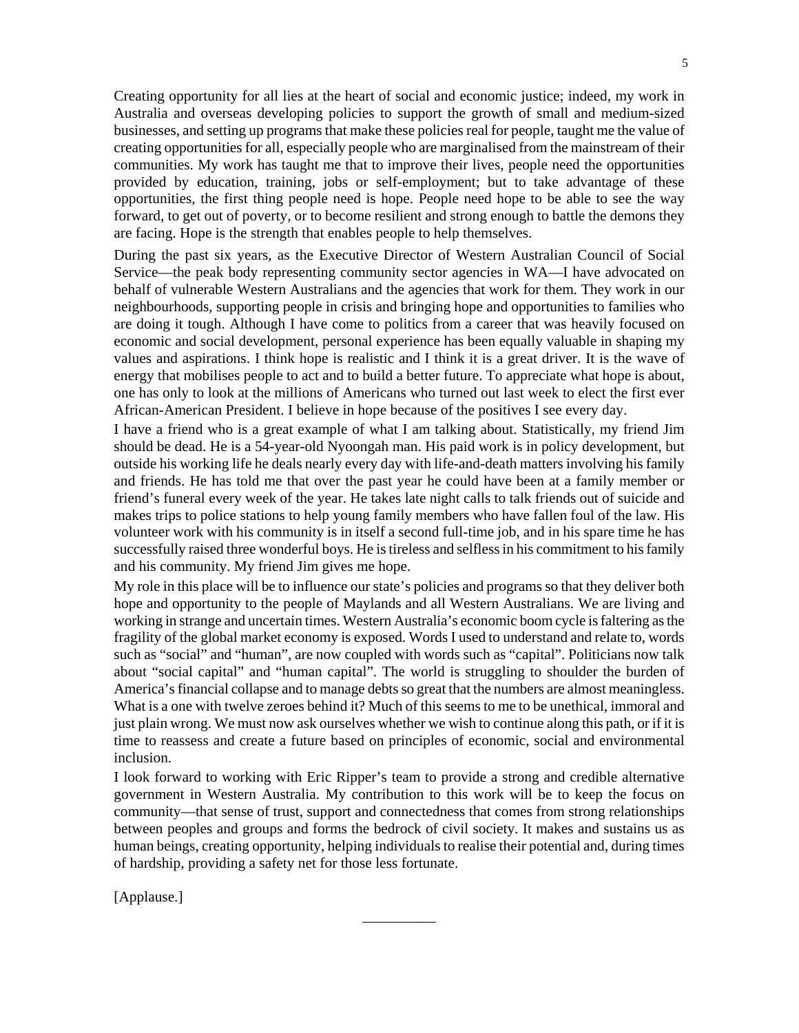Creating opportunity for all lies at the heart of social and economic justice; indeed, my work in Australia and overseas developing policies to support the growth of small and medium-sized businesses, and setting up programs that make these policies real for people, taught me the value of creating opportunities for all, especially people who are marginalised from the mainstream of their communities. My work has taught me that to improve their lives, people need the opportunities provided by education, training, jobs or self-employment; but to take advantage of these opportunities, the first thing people need is hope. People need hope to be able to see the way forward, to get out of poverty, or to become resilient and strong enough to battle the demons they are facing. Hope is the strength that enables people to help themselves.

During the past six years, as the Executive Director of Western Australian Council of Social Service—the peak body representing community sector agencies in WA—I have advocated on behalf of vulnerable Western Australians and the agencies that work for them. They work in our neighbourhoods, supporting people in crisis and bringing hope and opportunities to families who are doing it tough. Although I have come to politics from a career that was heavily focused on economic and social development, personal experience has been equally valuable in shaping my values and aspirations. I think hope is realistic and I think it is a great driver. It is the wave of energy that mobilises people to act and to build a better future. To appreciate what hope is about, one has only to look at the millions of Americans who turned out last week to elect the first ever African-American President. I believe in hope because of the positives I see every day.

I have a friend who is a great example of what I am talking about. Statistically, my friend Jim should be dead. He is a 54-year-old Nyoongah man. His paid work is in policy development, but outside his working life he deals nearly every day with life-and-death matters involving his family and friends. He has told me that over the past year he could have been at a family member or friend's funeral every week of the year. He takes late night calls to talk friends out of suicide and makes trips to police stations to help young family members who have fallen foul of the law. His volunteer work with his community is in itself a second full-time job, and in his spare time he has successfully raised three wonderful boys. He is tireless and selfless in his commitment to his family and his community. My friend Jim gives me hope.

My role in this place will be to influence our state's policies and programs so that they deliver both hope and opportunity to the people of Maylands and all Western Australians. We are living and working in strange and uncertain times. Western Australia's economic boom cycle is faltering as the fragility of the global market economy is exposed. Words I used to understand and relate to, words such as "social" and "human", are now coupled with words such as "capital". Politicians now talk about "social capital" and "human capital". The world is struggling to shoulder the burden of America's financial collapse and to manage debts so great that the numbers are almost meaningless. What is a one with twelve zeroes behind it? Much of this seems to me to be unethical, immoral and just plain wrong. We must now ask ourselves whether we wish to continue along this path, or if it is time to reassess and create a future based on principles of economic, social and environmental inclusion.

I look forward to working with Eric Ripper's team to provide a strong and credible alternative government in Western Australia. My contribution to this work will be to keep the focus on community—that sense of trust, support and connectedness that comes from strong relationships between peoples and groups and forms the bedrock of civil society. It makes and sustains us as human beings, creating opportunity, helping individuals to realise their potential and, during times of hardship, providing a safety net for those less fortunate.

[Applause.]

---